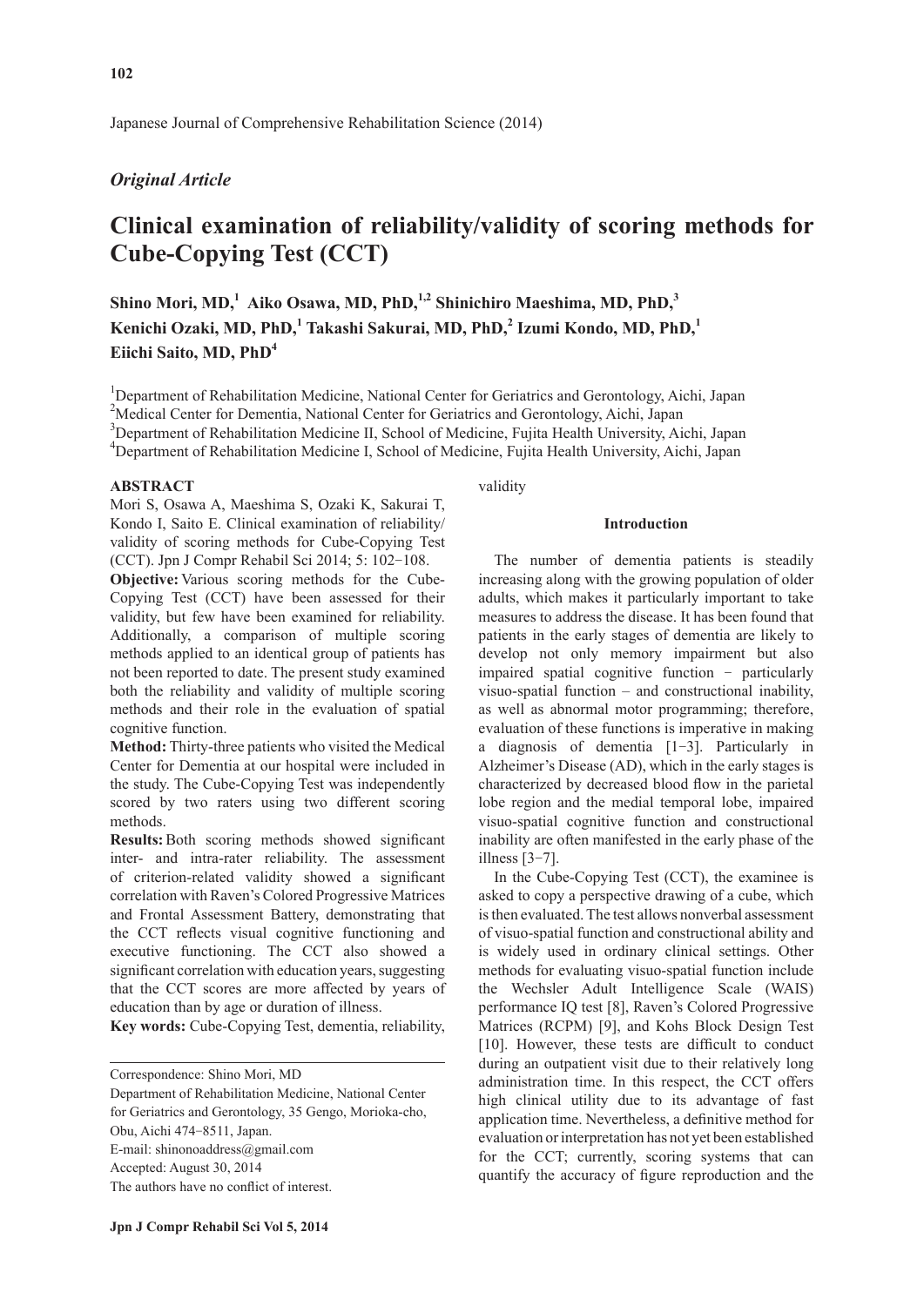Japanese Journal of Comprehensive Rehabilitation Science (2014)

*Original Article*

# Clinical examination of reliability/validity of scoring methods for Cube-Copying Test (CCT)

**Shino Mori, MD,[1] Aiko Osawa, MD, PhD,[1,2] Shinichiro Maeshima, MD, PhD,[3] Kenichi Ozaki, MD, PhD,[1] Takashi Sakurai, MD, PhD,[2] Izumi Kondo, MD, PhD,[1] Eiichi Saito, MD, PhD[4]**

[1]Department of Rehabilitation Medicine, National Center for Geriatrics and Gerontology, Aichi, Japan
[2]Medical Center for Dementia, National Center for Geriatrics and Gerontology, Aichi, Japan
[3]Department of Rehabilitation Medicine II, School of Medicine, Fujita Health University, Aichi, Japan
[4]Department of Rehabilitation Medicine I, School of Medicine, Fujita Health University, Aichi, Japan

## ABSTRACT

Mori S, Osawa A, Maeshima S, Ozaki K, Sakurai T, Kondo I, Saito E. Clinical examination of reliability/validity of scoring methods for Cube-Copying Test (CCT). Jpn J Compr Rehabil Sci 2014; 5: 102−108.

**Objective:** Various scoring methods for the Cube-Copying Test (CCT) have been assessed for their validity, but few have been examined for reliability. Additionally, a comparison of multiple scoring methods applied to an identical group of patients has not been reported to date. The present study examined both the reliability and validity of multiple scoring methods and their role in the evaluation of spatial cognitive function.

**Method:** Thirty-three patients who visited the Medical Center for Dementia at our hospital were included in the study. The Cube-Copying Test was independently scored by two raters using two different scoring methods.

**Results:** Both scoring methods showed significant inter- and intra-rater reliability. The assessment of criterion-related validity showed a significant correlation with Raven's Colored Progressive Matrices and Frontal Assessment Battery, demonstrating that the CCT reflects visual cognitive functioning and executive functioning. The CCT also showed a significant correlation with education years, suggesting that the CCT scores are more affected by years of education than by age or duration of illness.

**Key words:** Cube-Copying Test, dementia, reliability, validity

Correspondence: Shino Mori, MD
Department of Rehabilitation Medicine, National Center for Geriatrics and Gerontology, 35 Gengo, Morioka-cho, Obu, Aichi 474−8511, Japan.
E-mail: shinonoaddress@gmail.com
Accepted: August 30, 2014
The authors have no conflict of interest.

## Introduction

The number of dementia patients is steadily increasing along with the growing population of older adults, which makes it particularly important to take measures to address the disease. It has been found that patients in the early stages of dementia are likely to develop not only memory impairment but also impaired spatial cognitive function − particularly visuo-spatial function – and constructional inability, as well as abnormal motor programming; therefore, evaluation of these functions is imperative in making a diagnosis of dementia [1−3]. Particularly in Alzheimer's Disease (AD), which in the early stages is characterized by decreased blood flow in the parietal lobe region and the medial temporal lobe, impaired visuo-spatial cognitive function and constructional inability are often manifested in the early phase of the illness [3−7].

In the Cube-Copying Test (CCT), the examinee is asked to copy a perspective drawing of a cube, which is then evaluated. The test allows nonverbal assessment of visuo-spatial function and constructional ability and is widely used in ordinary clinical settings. Other methods for evaluating visuo-spatial function include the Wechsler Adult Intelligence Scale (WAIS) performance IQ test [8], Raven's Colored Progressive Matrices (RCPM) [9], and Kohs Block Design Test [10]. However, these tests are difficult to conduct during an outpatient visit due to their relatively long administration time. In this respect, the CCT offers high clinical utility due to its advantage of fast application time. Nevertheless, a definitive method for evaluation or interpretation has not yet been established for the CCT; currently, scoring systems that can quantify the accuracy of figure reproduction and the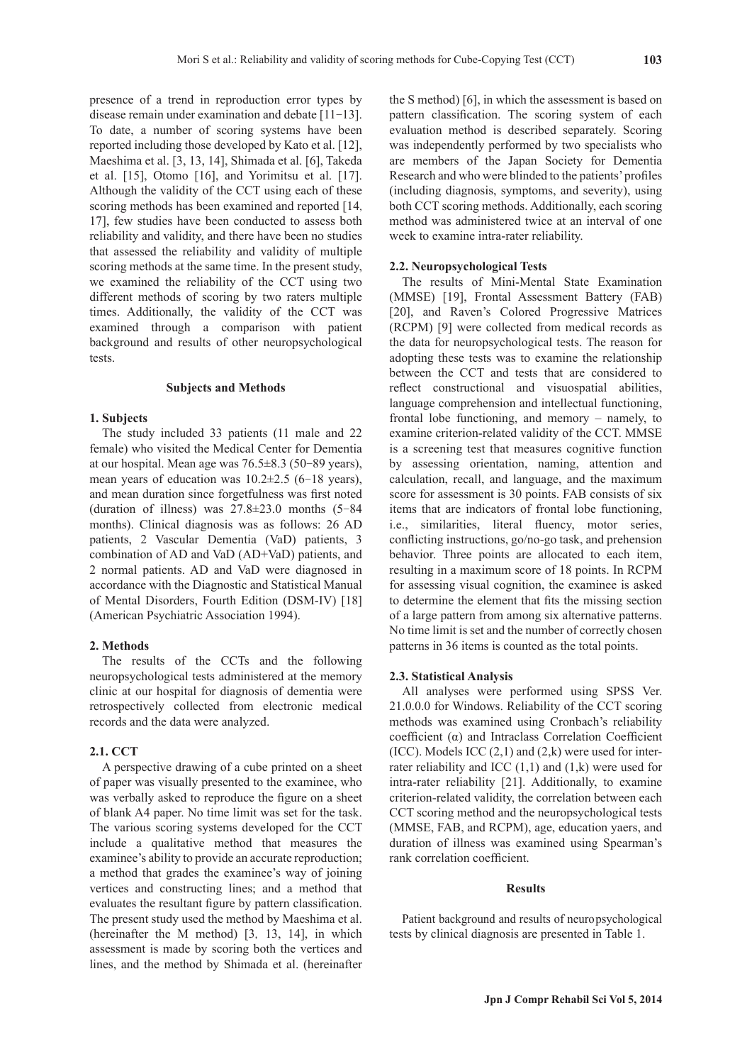presence of a trend in reproduction error types by disease remain under examination and debate [11−13]. To date, a number of scoring systems have been reported including those developed by Kato et al. [12], Maeshima et al. [3, 13, 14], Shimada et al. [6], Takeda et al. [15], Otomo [16], and Yorimitsu et al. [17]. Although the validity of the CCT using each of these scoring methods has been examined and reported [14, 17], few studies have been conducted to assess both reliability and validity, and there have been no studies that assessed the reliability and validity of multiple scoring methods at the same time. In the present study, we examined the reliability of the CCT using two different methods of scoring by two raters multiple times. Additionally, the validity of the CCT was examined through a comparison with patient background and results of other neuropsychological tests.

## Subjects and Methods

### 1. Subjects

The study included 33 patients (11 male and 22 female) who visited the Medical Center for Dementia at our hospital. Mean age was 76.5±8.3 (50−89 years), mean years of education was 10.2±2.5 (6−18 years), and mean duration since forgetfulness was first noted (duration of illness) was 27.8±23.0 months (5−84 months). Clinical diagnosis was as follows: 26 AD patients, 2 Vascular Dementia (VaD) patients, 3 combination of AD and VaD (AD+VaD) patients, and 2 normal patients. AD and VaD were diagnosed in accordance with the Diagnostic and Statistical Manual of Mental Disorders, Fourth Edition (DSM-IV) [18] (American Psychiatric Association 1994).

### 2. Methods

The results of the CCTs and the following neuropsychological tests administered at the memory clinic at our hospital for diagnosis of dementia were retrospectively collected from electronic medical records and the data were analyzed.

#### 2.1. CCT

A perspective drawing of a cube printed on a sheet of paper was visually presented to the examinee, who was verbally asked to reproduce the figure on a sheet of blank A4 paper. No time limit was set for the task. The various scoring systems developed for the CCT include a qualitative method that measures the examinee's ability to provide an accurate reproduction; a method that grades the examinee's way of joining vertices and constructing lines; and a method that evaluates the resultant figure by pattern classification. The present study used the method by Maeshima et al. (hereinafter the M method) [3, 13, 14], in which assessment is made by scoring both the vertices and lines, and the method by Shimada et al. (hereinafter the S method) [6], in which the assessment is based on pattern classification. The scoring system of each evaluation method is described separately. Scoring was independently performed by two specialists who are members of the Japan Society for Dementia Research and who were blinded to the patients' profiles (including diagnosis, symptoms, and severity), using both CCT scoring methods. Additionally, each scoring method was administered twice at an interval of one week to examine intra-rater reliability.

#### 2.2. Neuropsychological Tests

The results of Mini-Mental State Examination (MMSE) [19], Frontal Assessment Battery (FAB) [20], and Raven's Colored Progressive Matrices (RCPM) [9] were collected from medical records as the data for neuropsychological tests. The reason for adopting these tests was to examine the relationship between the CCT and tests that are considered to reflect constructional and visuospatial abilities, language comprehension and intellectual functioning, frontal lobe functioning, and memory – namely, to examine criterion-related validity of the CCT. MMSE is a screening test that measures cognitive function by assessing orientation, naming, attention and calculation, recall, and language, and the maximum score for assessment is 30 points. FAB consists of six items that are indicators of frontal lobe functioning, i.e., similarities, literal fluency, motor series, conflicting instructions, go/no-go task, and prehension behavior. Three points are allocated to each item, resulting in a maximum score of 18 points. In RCPM for assessing visual cognition, the examinee is asked to determine the element that fits the missing section of a large pattern from among six alternative patterns. No time limit is set and the number of correctly chosen patterns in 36 items is counted as the total points.

#### 2.3. Statistical Analysis

All analyses were performed using SPSS Ver. 21.0.0.0 for Windows. Reliability of the CCT scoring methods was examined using Cronbach's reliability coefficient (α) and Intraclass Correlation Coefficient (ICC). Models ICC (2,1) and (2,k) were used for inter-rater reliability and ICC (1,1) and (1,k) were used for intra-rater reliability [21]. Additionally, to examine criterion-related validity, the correlation between each CCT scoring method and the neuropsychological tests (MMSE, FAB, and RCPM), age, education yaers, and duration of illness was examined using Spearman's rank correlation coefficient.

## Results

Patient background and results of neuropsychological tests by clinical diagnosis are presented in Table 1.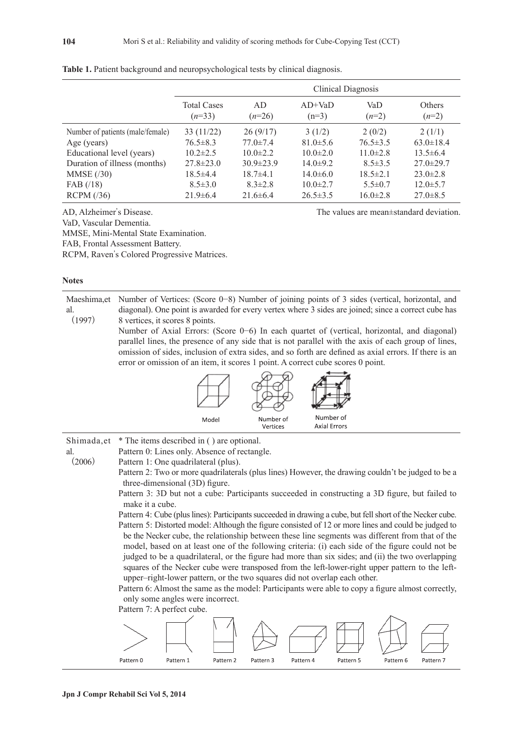**Table 1.** Patient background and neuropsychological tests by clinical diagnosis.

| | Clinical Diagnosis | | | | |
|---|---|---|---|---|---|
| | Total Cases (*n*=33) | AD (*n*=26) | AD+VaD (n=3) | VaD (*n*=2) | Others (*n*=2) |
| Number of patients (male/female) | 33 (11/22) | 26 (9/17) | 3 (1/2) | 2 (0/2) | 2 (1/1) |
| Age (years) | 76.5±8.3 | 77.0±7.4 | 81.0±5.6 | 76.5±3.5 | 63.0±18.4 |
| Educational level (years) | 10.2±2.5 | 10.0±2.2 | 10.0±2.0 | 11.0±2.8 | 13.5±6.4 |
| Duration of illness (months) | 27.8±23.0 | 30.9±23.9 | 14.0±9.2 | 8.5±3.5 | 27.0±29.7 |
| MMSE (/30) | 18.5±4.4 | 18.7±4.1 | 14.0±6.0 | 18.5±2.1 | 23.0±2.8 |
| FAB (/18) | 8.5±3.0 | 8.3±2.8 | 10.0±2.7 | 5.5±0.7 | 12.0±5.7 |
| RCPM (/36) | 21.9±6.4 | 21.6±6.4 | 26.5±3.5 | 16.0±2.8 | 27.0±8.5 |

AD, Alzheimer's Disease.
VaD, Vascular Dementia.
MMSE, Mini-Mental State Examination.
FAB, Frontal Assessment Battery.
RCPM, Raven's Colored Progressive Matrices.

The values are mean±standard deviation.

**Notes**

**Maeshima, et al. (1997)**

Number of Vertices: (Score 0−8) Number of joining points of 3 sides (vertical, horizontal, and diagonal). One point is awarded for every vertex where 3 sides are joined; since a correct cube has 8 vertices, it scores 8 points.

Number of Axial Errors: (Score 0−6) In each quartet of (vertical, horizontal, and diagonal) parallel lines, the presence of any side that is not parallel with the axis of each group of lines, omission of sides, inclusion of extra sides, and so forth are defined as axial errors. If there is an error or omission of an item, it scores 1 point. A correct cube scores 0 point.

Model — Number of Vertices — Number of Axial Errors

**Shimada, et al. (2006)**

\* The items described in ( ) are optional.

Pattern 0: Lines only. Absence of rectangle.

Pattern 1: One quadrilateral (plus).

Pattern 2: Two or more quadrilaterals (plus lines) However, the drawing couldn't be judged to be a three-dimensional (3D) figure.

Pattern 3: 3D but not a cube: Participants succeeded in constructing a 3D figure, but failed to make it a cube.

Pattern 4: Cube (plus lines): Participants succeeded in drawing a cube, but fell short of the Necker cube.

Pattern 5: Distorted model: Although the figure consisted of 12 or more lines and could be judged to be the Necker cube, the relationship between these line segments was different from that of the model, based on at least one of the following criteria: (i) each side of the figure could not be judged to be a quadrilateral, or the figure had more than six sides; and (ii) the two overlapping squares of the Necker cube were transposed from the left-lower-right upper pattern to the left-upper–right-lower pattern, or the two squares did not overlap each other.

Pattern 6: Almost the same as the model: Participants were able to copy a figure almost correctly, only some angles were incorrect.

Pattern 7: A perfect cube.

Pattern 0 — Pattern 1 — Pattern 2 — Pattern 3 — Pattern 4 — Pattern 5 — Pattern 6 — Pattern 7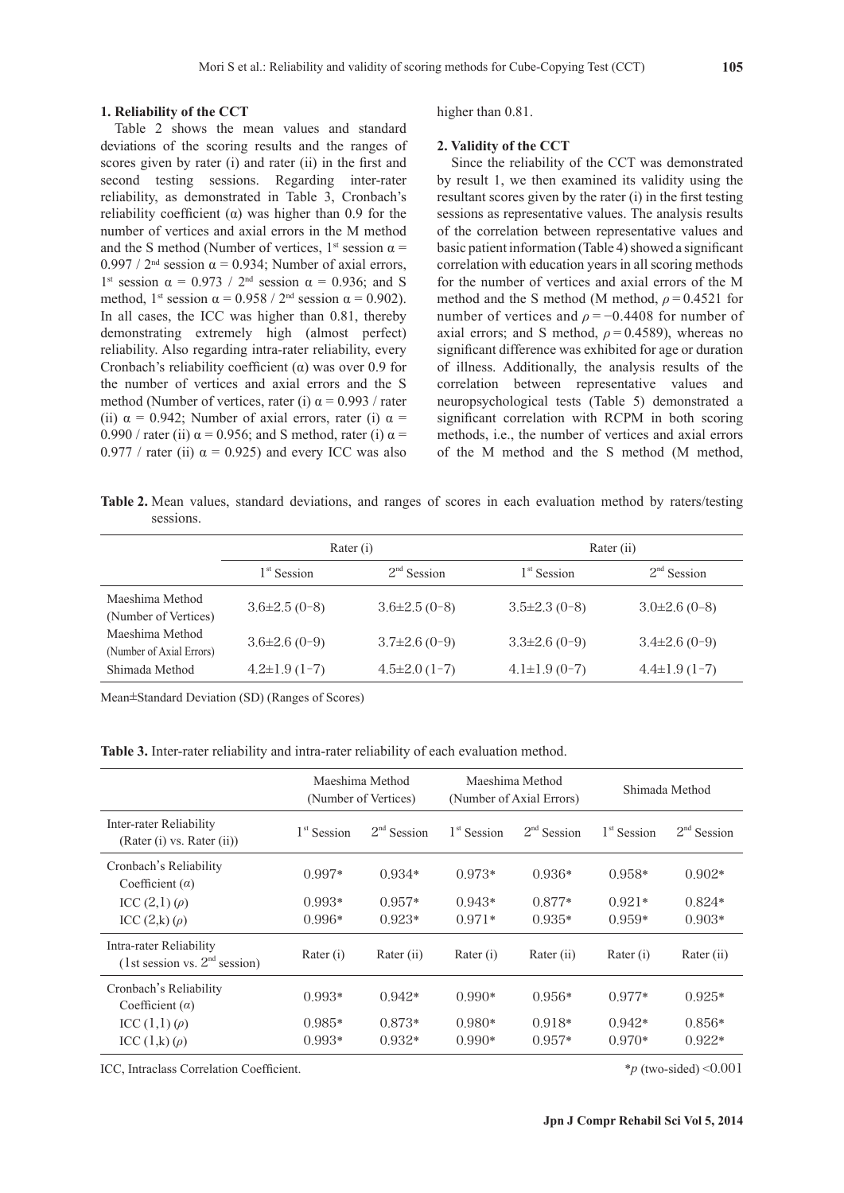### 1. Reliability of the CCT

Table 2 shows the mean values and standard deviations of the scoring results and the ranges of scores given by rater (i) and rater (ii) in the first and second testing sessions. Regarding inter-rater reliability, as demonstrated in Table 3, Cronbach's reliability coefficient (α) was higher than 0.9 for the number of vertices and axial errors in the M method and the S method (Number of vertices, 1st session α = 0.997 / 2nd session α = 0.934; Number of axial errors, 1st session α = 0.973 / 2nd session α = 0.936; and S method, 1st session α = 0.958 / 2nd session α = 0.902). In all cases, the ICC was higher than 0.81, thereby demonstrating extremely high (almost perfect) reliability. Also regarding intra-rater reliability, every Cronbach's reliability coefficient (α) was over 0.9 for the number of vertices and axial errors and the S method (Number of vertices, rater (i) α = 0.993 / rater (ii) α = 0.942; Number of axial errors, rater (i) α = 0.990 / rater (ii) α = 0.956; and S method, rater (i) α = 0.977 / rater (ii) α = 0.925) and every ICC was also higher than 0.81.

### 2. Validity of the CCT

Since the reliability of the CCT was demonstrated by result 1, we then examined its validity using the resultant scores given by the rater (i) in the first testing sessions as representative values. The analysis results of the correlation between representative values and basic patient information (Table 4) showed a significant correlation with education years in all scoring methods for the number of vertices and axial errors of the M method and the S method (M method, $\rho = 0.4521$ for number of vertices and $\rho = -0.4408$ for number of axial errors; and S method, $\rho = 0.4589$), whereas no significant difference was exhibited for age or duration of illness. Additionally, the analysis results of the correlation between representative values and neuropsychological tests (Table 5) demonstrated a significant correlation with RCPM in both scoring methods, i.e., the number of vertices and axial errors of the M method and the S method (M method,

**Table 2.** Mean values, standard deviations, and ranges of scores in each evaluation method by raters/testing sessions.

| | Rater (i) | | Rater (ii) | |
|---|---|---|---|---|
| | 1st Session | 2nd Session | 1st Session | 2nd Session |
| Maeshima Method (Number of Vertices) | 3.6±2.5 (0–8) | 3.6±2.5 (0–8) | 3.5±2.3 (0–8) | 3.0±2.6 (0–8) |
| Maeshima Method (Number of Axial Errors) | 3.6±2.6 (0–9) | 3.7±2.6 (0–9) | 3.3±2.6 (0–9) | 3.4±2.6 (0–9) |
| Shimada Method | 4.2±1.9 (1–7) | 4.5±2.0 (1–7) | 4.1±1.9 (0–7) | 4.4±1.9 (1–7) |

Mean±Standard Deviation (SD) (Ranges of Scores)

**Table 3.** Inter-rater reliability and intra-rater reliability of each evaluation method.

| | Maeshima Method (Number of Vertices) | | Maeshima Method (Number of Axial Errors) | | Shimada Method | |
|---|---|---|---|---|---|---|
| Inter-rater Reliability (Rater (i) vs. Rater (ii)) | 1st Session | 2nd Session | 1st Session | 2nd Session | 1st Session | 2nd Session |
| Cronbach's Reliability Coefficient (α) | 0.997* | 0.934* | 0.973* | 0.936* | 0.958* | 0.902* |
| ICC (2,1) (ρ) | 0.993* | 0.957* | 0.943* | 0.877* | 0.921* | 0.824* |
| ICC (2,k) (ρ) | 0.996* | 0.923* | 0.971* | 0.935* | 0.959* | 0.903* |
| Intra-rater Reliability (1st session vs. 2nd session) | Rater (i) | Rater (ii) | Rater (i) | Rater (ii) | Rater (i) | Rater (ii) |
| Cronbach's Reliability Coefficient (α) | 0.993* | 0.942* | 0.990* | 0.956* | 0.977* | 0.925* |
| ICC (1,1) (ρ) | 0.985* | 0.873* | 0.980* | 0.918* | 0.942* | 0.856* |
| ICC (1,k) (ρ) | 0.993* | 0.932* | 0.990* | 0.957* | 0.970* | 0.922* |

ICC, Intraclass Correlation Coefficient. *$p$ (two-sided) <0.001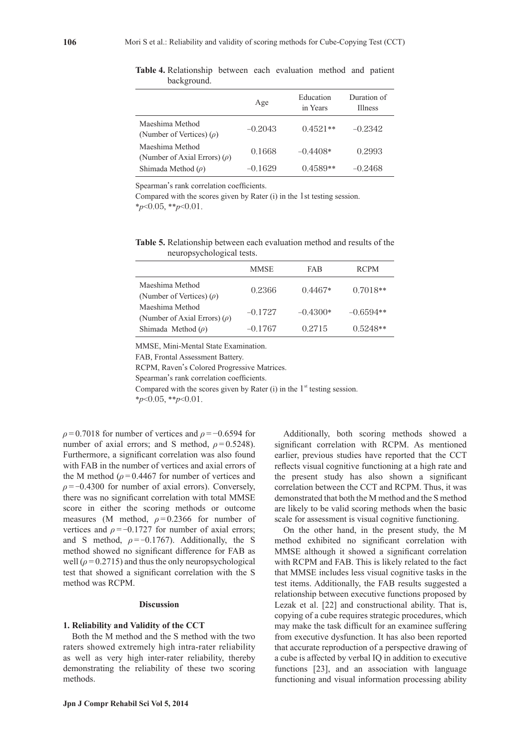**Table 4.** Relationship between each evaluation method and patient background.

| | Age | Education in Years | Duration of Illness |
|---|---|---|---|
| Maeshima Method (Number of Vertices) ($\rho$) | −0.2043 | 0.4521** | −0.2342 |
| Maeshima Method (Number of Axial Errors) ($\rho$) | 0.1668 | −0.4408* | 0.2993 |
| Shimada Method ($\rho$) | −0.1629 | 0.4589** | −0.2468 |

Spearman's rank correlation coefficients.

Compared with the scores given by Rater (i) in the 1st testing session.

*$p<0.05$, **$p<0.01$.

**Table 5.** Relationship between each evaluation method and results of the neuropsychological tests.

| | MMSE | FAB | RCPM |
|---|---|---|---|
| Maeshima Method (Number of Vertices) ($\rho$) | 0.2366 | 0.4467* | 0.7018** |
| Maeshima Method (Number of Axial Errors) ($\rho$) | −0.1727 | −0.4300* | −0.6594** |
| Shimada Method ($\rho$) | −0.1767 | 0.2715 | 0.5248** |

MMSE, Mini-Mental State Examination.

FAB, Frontal Assessment Battery.

RCPM, Raven's Colored Progressive Matrices.

Spearman's rank correlation coefficients.

Compared with the scores given by Rater (i) in the 1st testing session.

*$p<0.05$, **$p<0.01$.

$\rho = 0.7018$ for number of vertices and $\rho = -0.6594$ for number of axial errors; and S method, $\rho = 0.5248$). Furthermore, a significant correlation was also found with FAB in the number of vertices and axial errors of the M method ($\rho = 0.4467$ for number of vertices and $\rho = -0.4300$ for number of axial errors). Conversely, there was no significant correlation with total MMSE score in either the scoring methods or outcome measures (M method, $\rho = 0.2366$ for number of vertices and $\rho = -0.1727$ for number of axial errors; and S method, $\rho = -0.1767$). Additionally, the S method showed no significant difference for FAB as well ($\rho = 0.2715$) and thus the only neuropsychological test that showed a significant correlation with the S method was RCPM.

## Discussion

### 1. Reliability and Validity of the CCT

Both the M method and the S method with the two raters showed extremely high intra-rater reliability as well as very high inter-rater reliability, thereby demonstrating the reliability of these two scoring methods.

Additionally, both scoring methods showed a significant correlation with RCPM. As mentioned earlier, previous studies have reported that the CCT reflects visual cognitive functioning at a high rate and the present study has also shown a significant correlation between the CCT and RCPM. Thus, it was demonstrated that both the M method and the S method are likely to be valid scoring methods when the basic scale for assessment is visual cognitive functioning.

On the other hand, in the present study, the M method exhibited no significant correlation with MMSE although it showed a significant correlation with RCPM and FAB. This is likely related to the fact that MMSE includes less visual cognitive tasks in the test items. Additionally, the FAB results suggested a relationship between executive functions proposed by Lezak et al. [22] and constructional ability. That is, copying of a cube requires strategic procedures, which may make the task difficult for an examinee suffering from executive dysfunction. It has also been reported that accurate reproduction of a perspective drawing of a cube is affected by verbal IQ in addition to executive functions [23], and an association with language functioning and visual information processing ability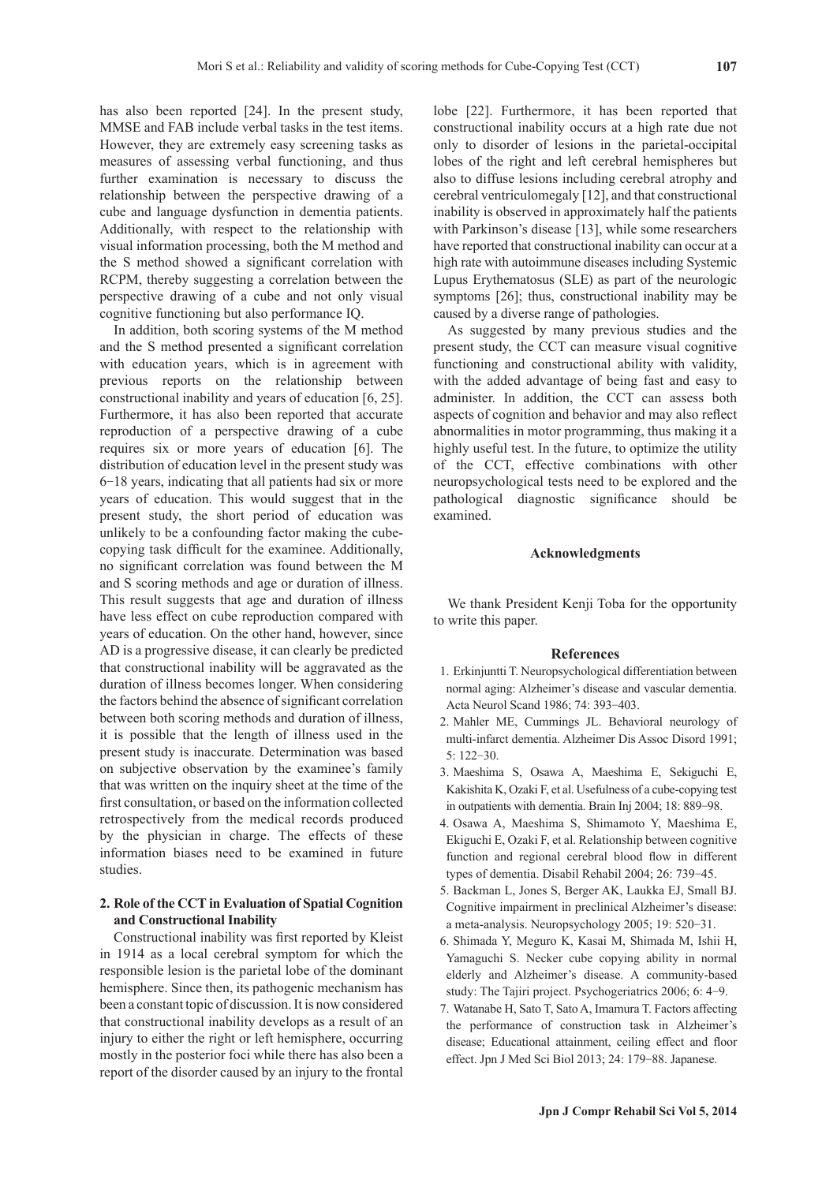has also been reported [24]. In the present study, MMSE and FAB include verbal tasks in the test items. However, they are extremely easy screening tasks as measures of assessing verbal functioning, and thus further examination is necessary to discuss the relationship between the perspective drawing of a cube and language dysfunction in dementia patients. Additionally, with respect to the relationship with visual information processing, both the M method and the S method showed a significant correlation with RCPM, thereby suggesting a correlation between the perspective drawing of a cube and not only visual cognitive functioning but also performance IQ.

In addition, both scoring systems of the M method and the S method presented a significant correlation with education years, which is in agreement with previous reports on the relationship between constructional inability and years of education [6, 25]. Furthermore, it has also been reported that accurate reproduction of a perspective drawing of a cube requires six or more years of education [6]. The distribution of education level in the present study was 6−18 years, indicating that all patients had six or more years of education. This would suggest that in the present study, the short period of education was unlikely to be a confounding factor making the cube-copying task difficult for the examinee. Additionally, no significant correlation was found between the M and S scoring methods and age or duration of illness. This result suggests that age and duration of illness have less effect on cube reproduction compared with years of education. On the other hand, however, since AD is a progressive disease, it can clearly be predicted that constructional inability will be aggravated as the duration of illness becomes longer. When considering the factors behind the absence of significant correlation between both scoring methods and duration of illness, it is possible that the length of illness used in the present study is inaccurate. Determination was based on subjective observation by the examinee's family that was written on the inquiry sheet at the time of the first consultation, or based on the information collected retrospectively from the medical records produced by the physician in charge. The effects of these information biases need to be examined in future studies.

## 2. Role of the CCT in Evaluation of Spatial Cognition and Constructional Inability

Constructional inability was first reported by Kleist in 1914 as a local cerebral symptom for which the responsible lesion is the parietal lobe of the dominant hemisphere. Since then, its pathogenic mechanism has been a constant topic of discussion. It is now considered that constructional inability develops as a result of an injury to either the right or left hemisphere, occurring mostly in the posterior foci while there has also been a report of the disorder caused by an injury to the frontal lobe [22]. Furthermore, it has been reported that constructional inability occurs at a high rate due not only to disorder of lesions in the parietal-occipital lobes of the right and left cerebral hemispheres but also to diffuse lesions including cerebral atrophy and cerebral ventriculomegaly [12], and that constructional inability is observed in approximately half the patients with Parkinson's disease [13], while some researchers have reported that constructional inability can occur at a high rate with autoimmune diseases including Systemic Lupus Erythematosus (SLE) as part of the neurologic symptoms [26]; thus, constructional inability may be caused by a diverse range of pathologies.

As suggested by many previous studies and the present study, the CCT can measure visual cognitive functioning and constructional ability with validity, with the added advantage of being fast and easy to administer. In addition, the CCT can assess both aspects of cognition and behavior and may also reflect abnormalities in motor programming, thus making it a highly useful test. In the future, to optimize the utility of the CCT, effective combinations with other neuropsychological tests need to be explored and the pathological diagnostic significance should be examined.

## Acknowledgments

We thank President Kenji Toba for the opportunity to write this paper.

## References

1. Erkinjuntti T. Neuropsychological differentiation between normal aging: Alzheimer's disease and vascular dementia. Acta Neurol Scand 1986; 74: 393−403.
2. Mahler ME, Cummings JL. Behavioral neurology of multi-infarct dementia. Alzheimer Dis Assoc Disord 1991; 5: 122–30.
3. Maeshima S, Osawa A, Maeshima E, Sekiguchi E, Kakishita K, Ozaki F, et al. Usefulness of a cube-copying test in outpatients with dementia. Brain Inj 2004; 18: 889−98.
4. Osawa A, Maeshima S, Shimamoto Y, Maeshima E, Ekiguchi E, Ozaki F, et al. Relationship between cognitive function and regional cerebral blood flow in different types of dementia. Disabil Rehabil 2004; 26: 739−45.
5. Backman L, Jones S, Berger AK, Laukka EJ, Small BJ. Cognitive impairment in preclinical Alzheimer's disease: a meta-analysis. Neuropsychology 2005; 19: 520−31.
6. Shimada Y, Meguro K, Kasai M, Shimada M, Ishii H, Yamaguchi S. Necker cube copying ability in normal elderly and Alzheimer's disease. A community-based study: The Tajiri project. Psychogeriatrics 2006; 6: 4−9.
7. Watanabe H, Sato T, Sato A, Imamura T. Factors affecting the performance of construction task in Alzheimer's disease; Educational attainment, ceiling effect and floor effect. Jpn J Med Sci Biol 2013; 24: 179−88. Japanese.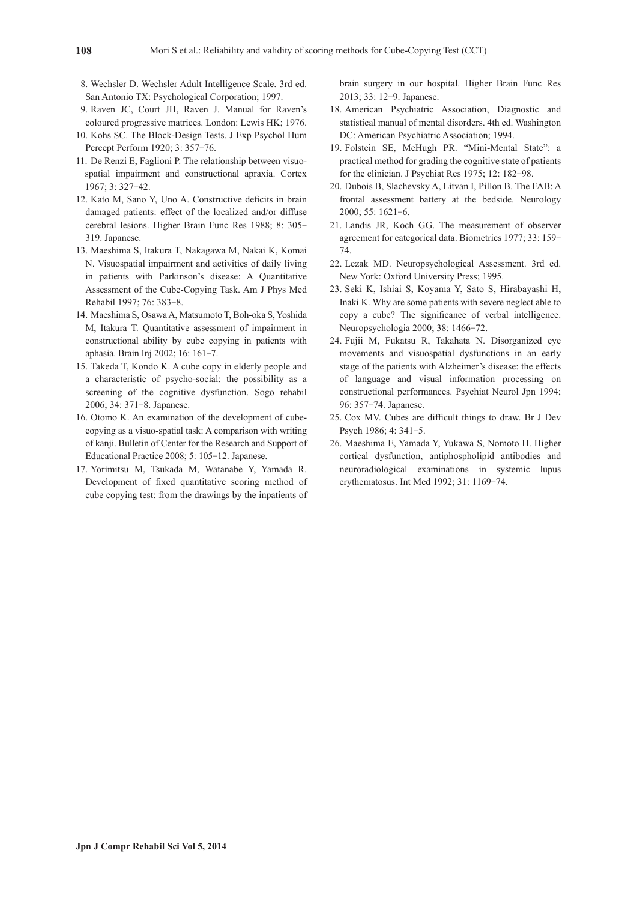8. Wechsler D. Wechsler Adult Intelligence Scale. 3rd ed. San Antonio TX: Psychological Corporation; 1997.
9. Raven JC, Court JH, Raven J. Manual for Raven's coloured progressive matrices. London: Lewis HK; 1976.
10. Kohs SC. The Block-Design Tests. J Exp Psychol Hum Percept Perform 1920; 3: 357−76.
11. De Renzi E, Faglioni P. The relationship between visuo-spatial impairment and constructional apraxia. Cortex 1967; 3: 327−42.
12. Kato M, Sano Y, Uno A. Constructive deficits in brain damaged patients: effect of the localized and/or diffuse cerebral lesions. Higher Brain Func Res 1988; 8: 305−319. Japanese.
13. Maeshima S, Itakura T, Nakagawa M, Nakai K, Komai N. Visuospatial impairment and activities of daily living in patients with Parkinson's disease: A Quantitative Assessment of the Cube-Copying Task. Am J Phys Med Rehabil 1997; 76: 383−8.
14. Maeshima S, Osawa A, Matsumoto T, Boh-oka S, Yoshida M, Itakura T. Quantitative assessment of impairment in constructional ability by cube copying in patients with aphasia. Brain Inj 2002; 16: 161−7.
15. Takeda T, Kondo K. A cube copy in elderly people and a characteristic of psycho-social: the possibility as a screening of the cognitive dysfunction. Sogo rehabil 2006; 34: 371−8. Japanese.
16. Otomo K. An examination of the development of cube-copying as a visuo-spatial task: A comparison with writing of kanji. Bulletin of Center for the Research and Support of Educational Practice 2008; 5: 105−12. Japanese.
17. Yorimitsu M, Tsukada M, Watanabe Y, Yamada R. Development of fixed quantitative scoring method of cube copying test: from the drawings by the inpatients of brain surgery in our hospital. Higher Brain Func Res 2013; 33: 12−9. Japanese.
18. American Psychiatric Association, Diagnostic and statistical manual of mental disorders. 4th ed. Washington DC: American Psychiatric Association; 1994.
19. Folstein SE, McHugh PR. "Mini-Mental State": a practical method for grading the cognitive state of patients for the clinician. J Psychiat Res 1975; 12: 182−98.
20. Dubois B, Slachevsky A, Litvan I, Pillon B. The FAB: A frontal assessment battery at the bedside. Neurology 2000; 55: 1621−6.
21. Landis JR, Koch GG. The measurement of observer agreement for categorical data. Biometrics 1977; 33: 159−74.
22. Lezak MD. Neuropsychological Assessment. 3rd ed. New York: Oxford University Press; 1995.
23. Seki K, Ishiai S, Koyama Y, Sato S, Hirabayashi H, Inaki K. Why are some patients with severe neglect able to copy a cube? The significance of verbal intelligence. Neuropsychologia 2000; 38: 1466−72.
24. Fujii M, Fukatsu R, Takahata N. Disorganized eye movements and visuospatial dysfunctions in an early stage of the patients with Alzheimer's disease: the effects of language and visual information processing on constructional performances. Psychiat Neurol Jpn 1994; 96: 357−74. Japanese.
25. Cox MV. Cubes are difficult things to draw. Br J Dev Psych 1986; 4: 341−5.
26. Maeshima E, Yamada Y, Yukawa S, Nomoto H. Higher cortical dysfunction, antiphospholipid antibodies and neuroradiological examinations in systemic lupus erythematosus. Int Med 1992; 31: 1169−74.